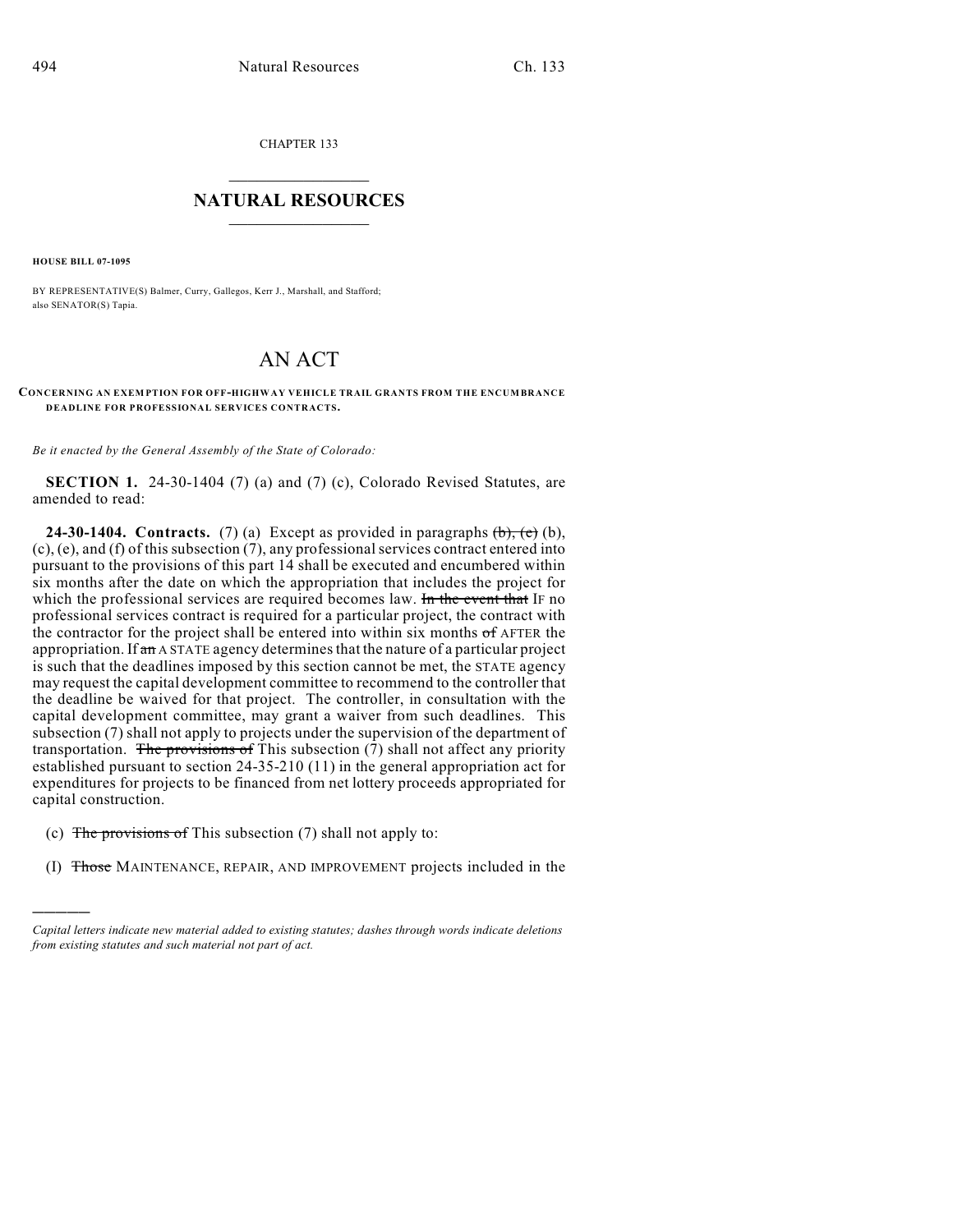CHAPTER 133

## NATURAL RESOURCES

**HOUSE BILL 07-1095**

BY REPRESENTATIVE(S) Balmer, Curry, Gallegos, Kerr J., Marshall, and Stafford; also SENATOR(S) Tapia.

# AN ACT

**CONCERNING AN EXEMPTION FOR OFF-HIGHWAY VEHICLE TRAIL GRANTS FROM THE ENCUMBRANCE DEADLINE FOR PROFESSIONAL SERVICES CONTRACTS.**

*Be it enacted by the General Assembly of the State of Colorado:*

**SECTION 1.** 24-30-1404 (7) (a) and (7) (c), Colorado Revised Statutes, are amended to read:

**24-30-1404. Contracts.** (7) (a) Except as provided in paragraphs ~~(b), (c)~~ (b), (c), (e), and (f) of this subsection (7), any professional services contract entered into pursuant to the provisions of this part 14 shall be executed and encumbered within six months after the date on which the appropriation that includes the project for which the professional services are required becomes law. ~~In the event that~~ IF no professional services contract is required for a particular project, the contract with the contractor for the project shall be entered into within six months ~~of~~ AFTER the appropriation. If ~~an~~ A STATE agency determines that the nature of a particular project is such that the deadlines imposed by this section cannot be met, the STATE agency may request the capital development committee to recommend to the controller that the deadline be waived for that project. The controller, in consultation with the capital development committee, may grant a waiver from such deadlines. This subsection (7) shall not apply to projects under the supervision of the department of transportation. ~~The provisions of~~ This subsection (7) shall not affect any priority established pursuant to section 24-35-210 (11) in the general appropriation act for expenditures for projects to be financed from net lottery proceeds appropriated for capital construction.

(c) ~~The provisions of~~ This subsection (7) shall not apply to:

(I) ~~Those~~ MAINTENANCE, REPAIR, AND IMPROVEMENT projects included in the

---

*Capital letters indicate new material added to existing statutes; dashes through words indicate deletions from existing statutes and such material not part of act.*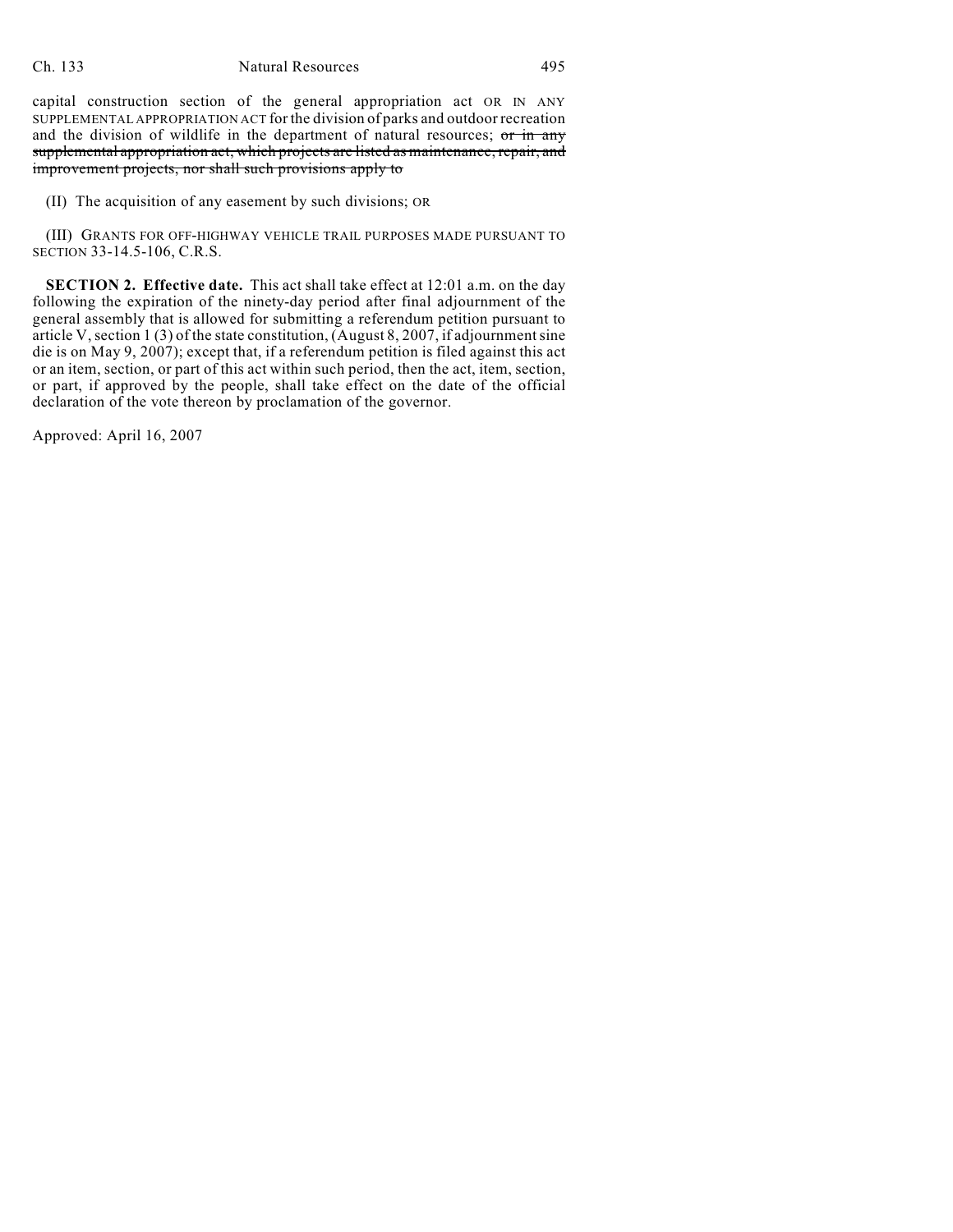capital construction section of the general appropriation act OR IN ANY SUPPLEMENTAL APPROPRIATION ACT for the division of parks and outdoor recreation and the division of wildlife in the department of natural resources; ~~or in any supplemental appropriation act, which projects are listed as maintenance, repair, and improvement projects, nor shall such provisions apply to~~

(II) The acquisition of any easement by such divisions; OR

(III) GRANTS FOR OFF-HIGHWAY VEHICLE TRAIL PURPOSES MADE PURSUANT TO SECTION 33-14.5-106, C.R.S.

**SECTION 2. Effective date.** This act shall take effect at 12:01 a.m. on the day following the expiration of the ninety-day period after final adjournment of the general assembly that is allowed for submitting a referendum petition pursuant to article V, section 1 (3) of the state constitution, (August 8, 2007, if adjournment sine die is on May 9, 2007); except that, if a referendum petition is filed against this act or an item, section, or part of this act within such period, then the act, item, section, or part, if approved by the people, shall take effect on the date of the official declaration of the vote thereon by proclamation of the governor.

Approved: April 16, 2007